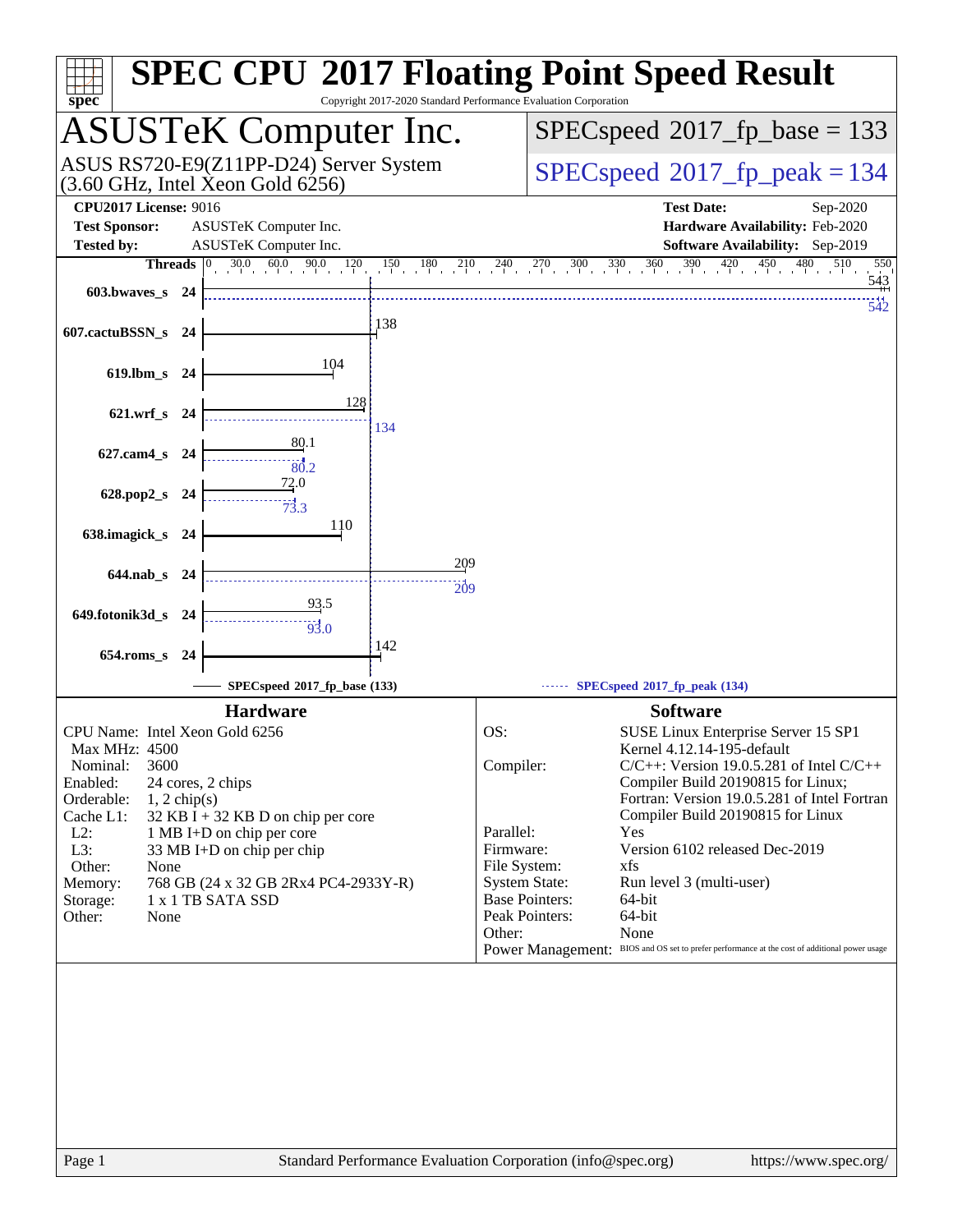# SPEC CPU 2017 Floating Point Speed Result

Copyright 2017-2020 Standard Performance Evaluation Corporation

## ASUSTeK Computer Inc.

ASUS RS720-E9(Z11PP-D24) Server System (3.60 GHz, Intel Xeon Gold 6256)

SPECspeed 2017_fp_base = 133

SPECspeed 2017_fp_peak = 134

**CPU2017 License:** 9016
**Test Sponsor:** ASUSTeK Computer Inc.
**Tested by:** ASUSTeK Computer Inc.

**Test Date:** Sep-2020
**Hardware Availability:** Feb-2020
**Software Availability:** Sep-2019

| Benchmark | Threads | Base | Peak |
|---|---|---|---|
| 603.bwaves_s | 24 | 543 | 542 |
| 607.cactuBSSN_s | 24 | 138 | |
| 619.lbm_s | 24 | 104 | |
| 621.wrf_s | 24 | 128 | 134 |
| 627.cam4_s | 24 | 80.1 | 80.2 |
| 628.pop2_s | 24 | 72.0 | 73.3 |
| 638.imagick_s | 24 | 110 | |
| 644.nab_s | 24 | 209 | 209 |
| 649.fotonik3d_s | 24 | 93.5 | 93.0 |
| 654.roms_s | 24 | 142 | |

SPECspeed 2017_fp_base (133) — SPECspeed 2017_fp_peak (134)

### Hardware

| | |
|---|---|
| CPU Name: | Intel Xeon Gold 6256 |
| Max MHz: | 4500 |
| Nominal: | 3600 |
| Enabled: | 24 cores, 2 chips |
| Orderable: | 1, 2 chip(s) |
| Cache L1: | 32 KB I + 32 KB D on chip per core |
| L2: | 1 MB I+D on chip per core |
| L3: | 33 MB I+D on chip per chip |
| Other: | None |
| Memory: | 768 GB (24 x 32 GB 2Rx4 PC4-2933Y-R) |
| Storage: | 1 x 1 TB SATA SSD |
| Other: | None |

### Software

| | |
|---|---|
| OS: | SUSE Linux Enterprise Server 15 SP1 Kernel 4.12.14-195-default |
| Compiler: | C/C++: Version 19.0.5.281 of Intel C/C++ Compiler Build 20190815 for Linux; Fortran: Version 19.0.5.281 of Intel Fortran Compiler Build 20190815 for Linux |
| Parallel: | Yes |
| Firmware: | Version 6102 released Dec-2019 |
| File System: | xfs |
| System State: | Run level 3 (multi-user) |
| Base Pointers: | 64-bit |
| Peak Pointers: | 64-bit |
| Other: | None |
| Power Management: | BIOS and OS set to prefer performance at the cost of additional power usage |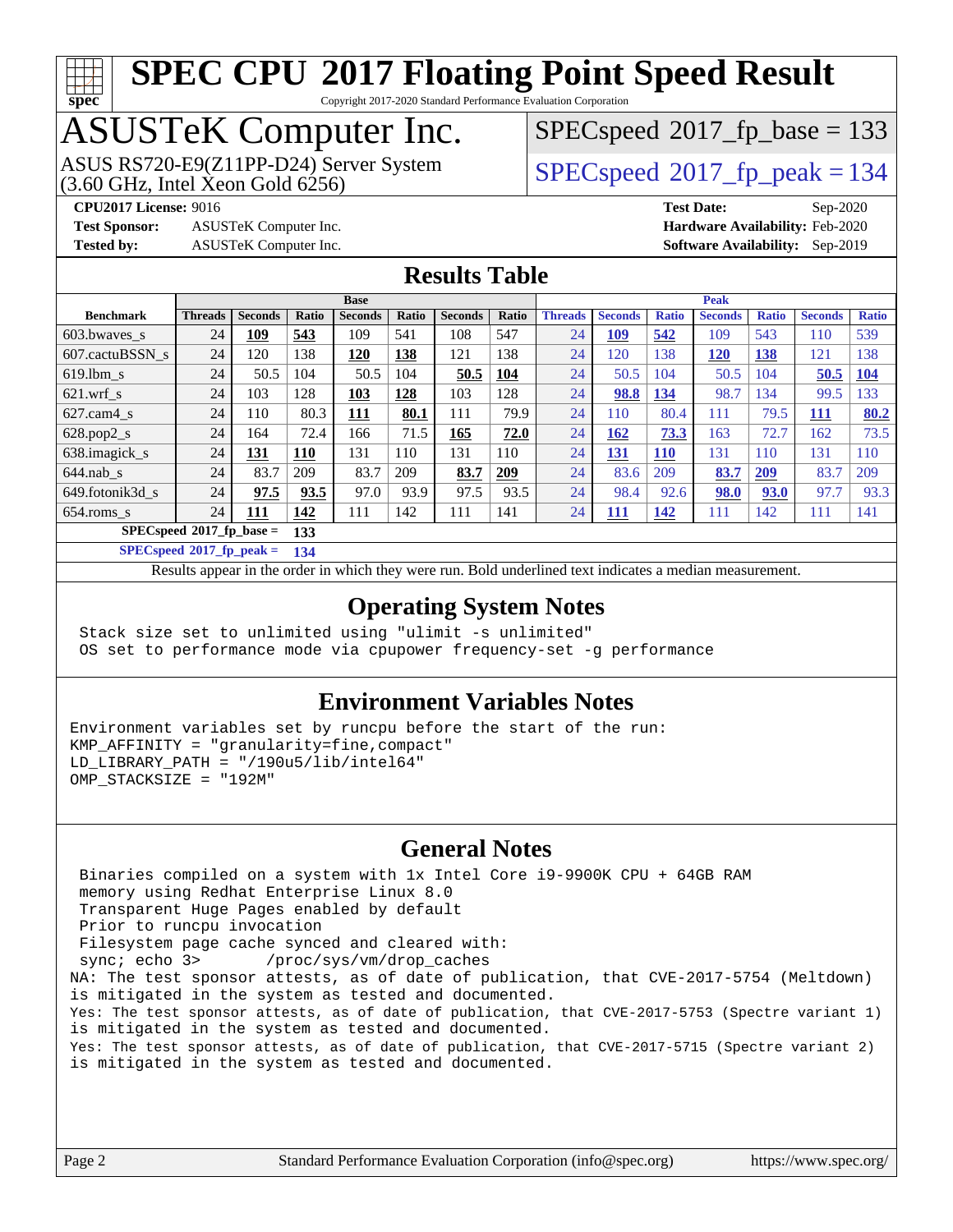# SPEC CPU 2017 Floating Point Speed Result

Copyright 2017-2020 Standard Performance Evaluation Corporation

## ASUSTeK Computer Inc.

ASUS RS720-E9(Z11PP-D24) Server System
(3.60 GHz, Intel Xeon Gold 6256)

SPECspeed 2017_fp_base = 133

SPECspeed 2017_fp_peak = 134

**CPU2017 License:** 9016
**Test Sponsor:** ASUSTeK Computer Inc.
**Tested by:** ASUSTeK Computer Inc.

**Test Date:** Sep-2020
**Hardware Availability:** Feb-2020
**Software Availability:** Sep-2019

## Results Table

| | Base | | | | | | | Peak | | | | | | |
|---|---|---|---|---|---|---|---|---|---|---|---|---|---|---|
| **Benchmark** | **Threads** | **Seconds** | **Ratio** | **Seconds** | **Ratio** | **Seconds** | **Ratio** | **Threads** | **Seconds** | **Ratio** | **Seconds** | **Ratio** | **Seconds** | **Ratio** |
| 603.bwaves_s | 24 | **109** | **543** | 109 | 541 | 108 | 547 | 24 | **109** | **542** | 109 | 543 | 110 | 539 |
| 607.cactuBSSN_s | 24 | 120 | 138 | **120** | **138** | 121 | 138 | 24 | 120 | 138 | **120** | **138** | 121 | 138 |
| 619.lbm_s | 24 | 50.5 | 104 | 50.5 | 104 | **50.5** | **104** | 24 | 50.5 | 104 | 50.5 | 104 | **50.5** | **104** |
| 621.wrf_s | 24 | 103 | 128 | **103** | **128** | 103 | 128 | 24 | **98.8** | **134** | 98.7 | 134 | 99.5 | 133 |
| 627.cam4_s | 24 | 110 | 80.3 | **111** | **80.1** | 111 | 79.9 | 24 | 110 | 80.4 | 111 | 79.5 | **111** | **80.2** |
| 628.pop2_s | 24 | 164 | 72.4 | 166 | 71.5 | **165** | **72.0** | 24 | **162** | **73.3** | 163 | 72.7 | 162 | 73.5 |
| 638.imagick_s | 24 | **131** | **110** | 131 | 110 | 131 | 110 | 24 | **131** | **110** | 131 | 110 | 131 | 110 |
| 644.nab_s | 24 | 83.7 | 209 | 83.7 | 209 | **83.7** | **209** | 24 | 83.6 | 209 | **83.7** | **209** | 83.7 | 209 |
| 649.fotonik3d_s | 24 | **97.5** | **93.5** | 97.0 | 93.9 | 97.5 | 93.5 | 24 | 98.4 | 92.6 | **98.0** | **93.0** | 97.7 | 93.3 |
| 654.roms_s | 24 | **111** | **142** | 111 | 142 | 111 | 141 | 24 | **111** | **142** | 111 | 142 | 111 | 141 |

**SPECspeed 2017_fp_base = 133**

**SPECspeed 2017_fp_peak = 134**

Results appear in the order in which they were run. Bold underlined text indicates a median measurement.

## Operating System Notes

```
Stack size set to unlimited using "ulimit -s unlimited"
OS set to performance mode via cpupower frequency-set -g performance
```

## Environment Variables Notes

```
Environment variables set by runcpu before the start of the run:
KMP_AFFINITY = "granularity=fine,compact"
LD_LIBRARY_PATH = "/190u5/lib/intel64"
OMP_STACKSIZE = "192M"
```

## General Notes

```
Binaries compiled on a system with 1x Intel Core i9-9900K CPU + 64GB RAM
memory using Redhat Enterprise Linux 8.0
Transparent Huge Pages enabled by default
Prior to runcpu invocation
Filesystem page cache synced and cleared with:
sync; echo 3>       /proc/sys/vm/drop_caches
NA: The test sponsor attests, as of date of publication, that CVE-2017-5754 (Meltdown)
is mitigated in the system as tested and documented.
Yes: The test sponsor attests, as of date of publication, that CVE-2017-5753 (Spectre variant 1)
is mitigated in the system as tested and documented.
Yes: The test sponsor attests, as of date of publication, that CVE-2017-5715 (Spectre variant 2)
is mitigated in the system as tested and documented.
```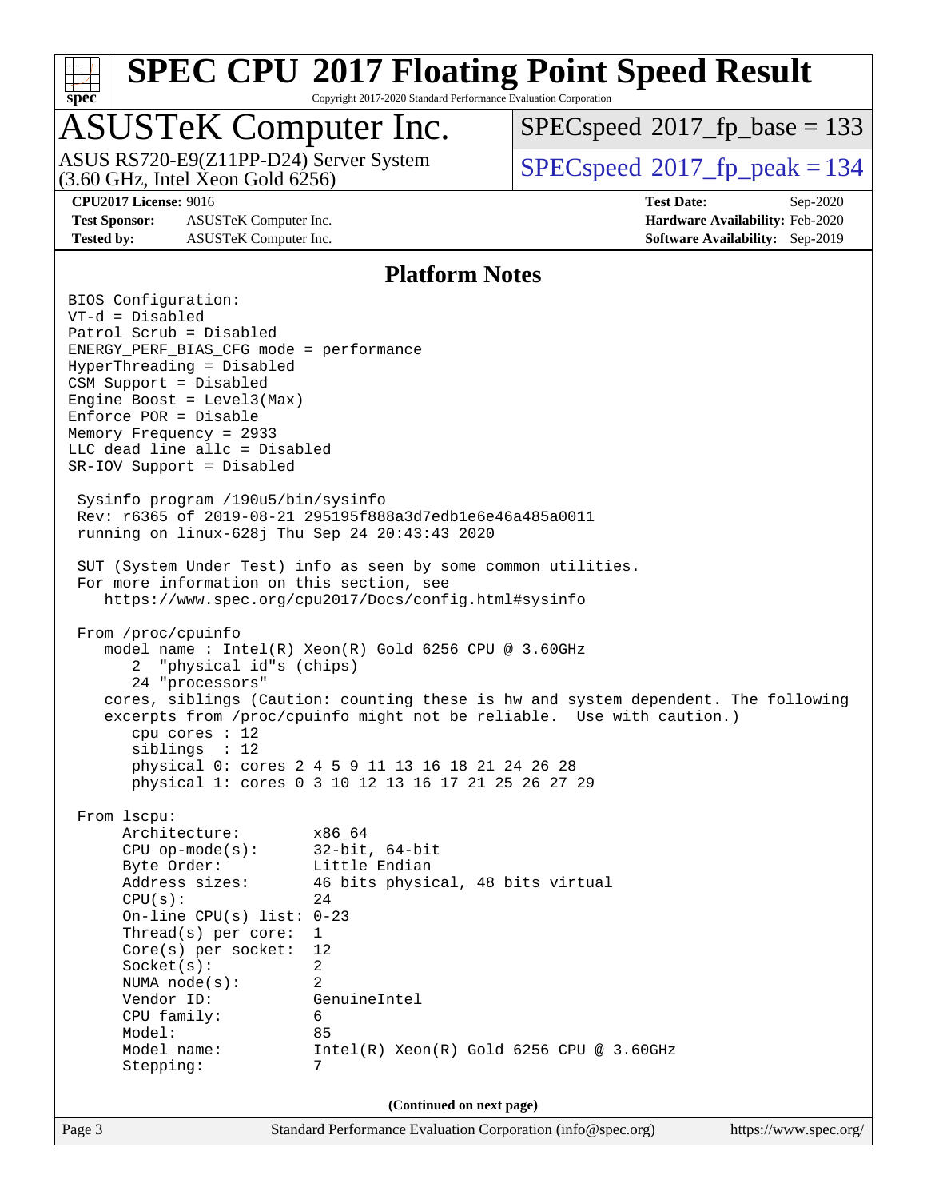## Platform Notes

```
BIOS Configuration:
VT-d = Disabled
Patrol Scrub = Disabled
ENERGY_PERF_BIAS_CFG mode = performance
HyperThreading = Disabled
CSM Support = Disabled
Engine Boost = Level3(Max)
Enforce POR = Disable
Memory Frequency = 2933
LLC dead line allc = Disabled
SR-IOV Support = Disabled

 Sysinfo program /190u5/bin/sysinfo
 Rev: r6365 of 2019-08-21 295195f888a3d7edb1e6e46a485a0011
 running on linux-628j Thu Sep 24 20:43:43 2020

 SUT (System Under Test) info as seen by some common utilities.
 For more information on this section, see
    https://www.spec.org/cpu2017/Docs/config.html#sysinfo

 From /proc/cpuinfo
    model name : Intel(R) Xeon(R) Gold 6256 CPU @ 3.60GHz
       2  "physical id"s (chips)
       24 "processors"
    cores, siblings (Caution: counting these is hw and system dependent. The following
    excerpts from /proc/cpuinfo might not be reliable.  Use with caution.)
       cpu cores : 12
       siblings  : 12
       physical 0: cores 2 4 5 9 11 13 16 18 21 24 26 28
       physical 1: cores 0 3 10 12 13 16 17 21 25 26 27 29

 From lscpu:
      Architecture:        x86_64
      CPU op-mode(s):      32-bit, 64-bit
      Byte Order:          Little Endian
      Address sizes:       46 bits physical, 48 bits virtual
      CPU(s):              24
      On-line CPU(s) list: 0-23
      Thread(s) per core:  1
      Core(s) per socket:  12
      Socket(s):           2
      NUMA node(s):        2
      Vendor ID:           GenuineIntel
      CPU family:          6
      Model:               85
      Model name:          Intel(R) Xeon(R) Gold 6256 CPU @ 3.60GHz
      Stepping:            7
```

(Continued on next page)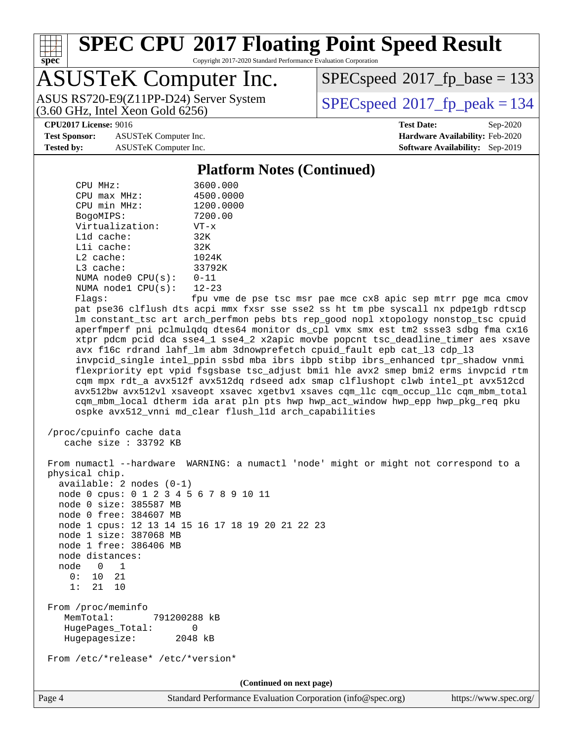# SPEC CPU 2017 Floating Point Speed Result

Copyright 2017-2020 Standard Performance Evaluation Corporation

## ASUSTeK Computer Inc.

ASUS RS720-E9(Z11PP-D24) Server System
(3.60 GHz, Intel Xeon Gold 6256)

SPECspeed 2017_fp_base = 133

SPECspeed 2017_fp_peak = 134

**CPU2017 License:** 9016
**Test Sponsor:** ASUSTeK Computer Inc.
**Tested by:** ASUSTeK Computer Inc.

**Test Date:** Sep-2020
**Hardware Availability:** Feb-2020
**Software Availability:** Sep-2019

### Platform Notes (Continued)

```
CPU MHz:               3600.000
CPU max MHz:           4500.0000
CPU min MHz:           1200.0000
BogoMIPS:              7200.00
Virtualization:        VT-x
L1d cache:             32K
L1i cache:             32K
L2 cache:              1024K
L3 cache:              33792K
NUMA node0 CPU(s):     0-11
NUMA node1 CPU(s):     12-23
Flags:                 fpu vme de pse tsc msr pae mce cx8 apic sep mtrr pge mca cmov
pat pse36 clflush dts acpi mmx fxsr sse sse2 ss ht tm pbe syscall nx pdpe1gb rdtscp
lm constant_tsc art arch_perfmon pebs bts rep_good nopl xtopology nonstop_tsc cpuid
aperfmperf pni pclmulqdq dtes64 monitor ds_cpl vmx smx est tm2 ssse3 sdbg fma cx16
xtpr pdcm pcid dca sse4_1 sse4_2 x2apic movbe popcnt tsc_deadline_timer aes xsave
avx f16c rdrand lahf_lm abm 3dnowprefetch cpuid_fault epb cat_l3 cdp_l3
invpcid_single intel_ppin ssbd mba ibrs ibpb stibp ibrs_enhanced tpr_shadow vnmi
flexpriority ept vpid fsgsbase tsc_adjust bmi1 hle avx2 smep bmi2 erms invpcid rtm
cqm mpx rdt_a avx512f avx512dq rdseed adx smap clflushopt clwb intel_pt avx512cd
avx512bw avx512vl xsaveopt xsavec xgetbv1 xsaves cqm_llc cqm_occup_llc cqm_mbm_total
cqm_mbm_local dtherm ida arat pln pts hwp hwp_act_window hwp_epp hwp_pkg_req pku
ospke avx512_vnni md_clear flush_l1d arch_capabilities

/proc/cpuinfo cache data
   cache size : 33792 KB

From numactl --hardware  WARNING: a numactl 'node' might or might not correspond to a
physical chip.
  available: 2 nodes (0-1)
  node 0 cpus: 0 1 2 3 4 5 6 7 8 9 10 11
  node 0 size: 385587 MB
  node 0 free: 384607 MB
  node 1 cpus: 12 13 14 15 16 17 18 19 20 21 22 23
  node 1 size: 387068 MB
  node 1 free: 386406 MB
  node distances:
  node   0   1
    0:  10  21
    1:  21  10

From /proc/meminfo
   MemTotal:       791200288 kB
   HugePages_Total:       0
   Hugepagesize:       2048 kB

From /etc/*release* /etc/*version*
```

(Continued on next page)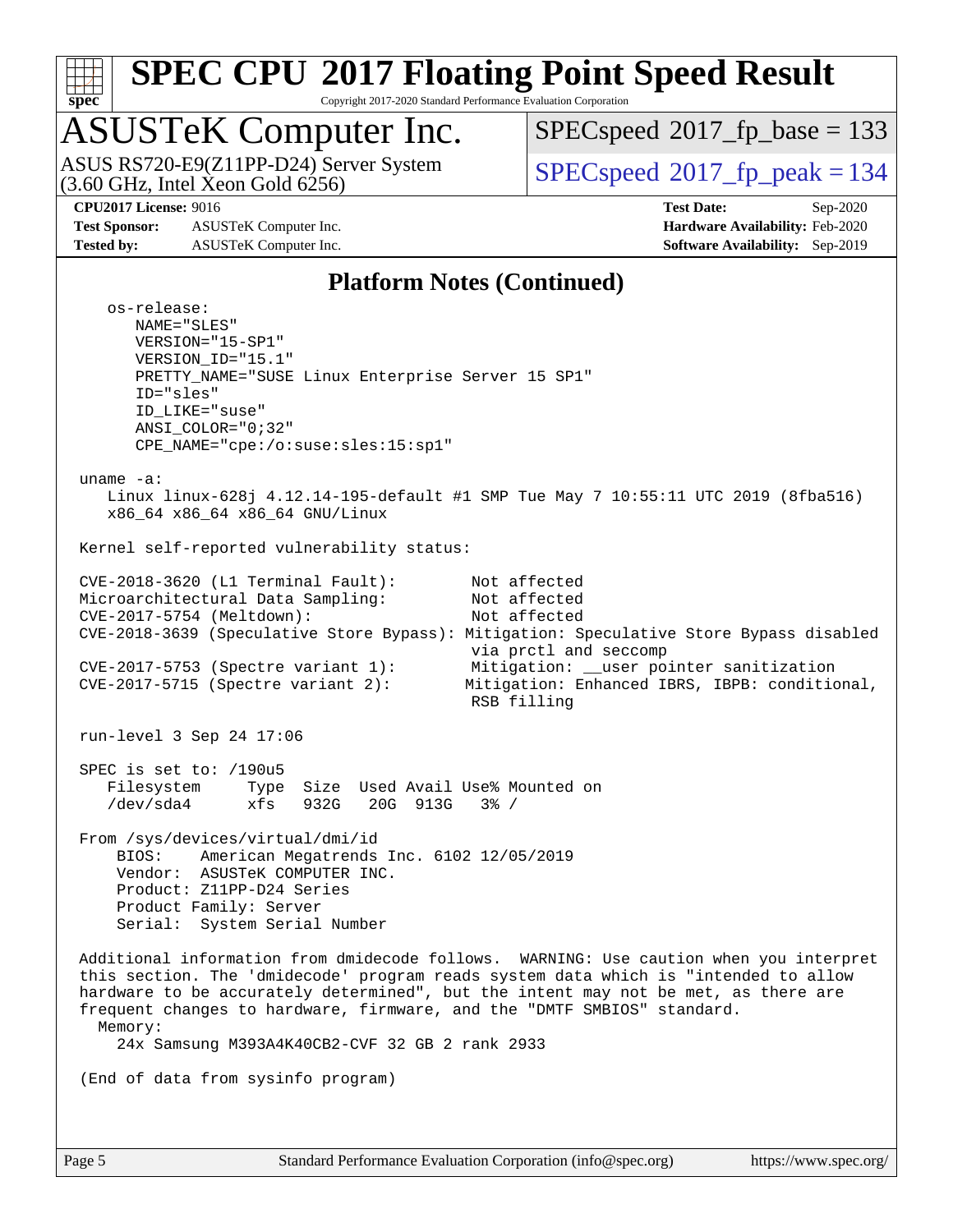## Platform Notes (Continued)

```
    os-release:
       NAME="SLES"
       VERSION="15-SP1"
       VERSION_ID="15.1"
       PRETTY_NAME="SUSE Linux Enterprise Server 15 SP1"
       ID="sles"
       ID_LIKE="suse"
       ANSI_COLOR="0;32"
       CPE_NAME="cpe:/o:suse:sles:15:sp1"

 uname -a:
    Linux linux-628j 4.12.14-195-default #1 SMP Tue May 7 10:55:11 UTC 2019 (8fba516)
    x86_64 x86_64 x86_64 GNU/Linux

 Kernel self-reported vulnerability status:

 CVE-2018-3620 (L1 Terminal Fault):        Not affected
 Microarchitectural Data Sampling:         Not affected
 CVE-2017-5754 (Meltdown):                 Not affected
 CVE-2018-3639 (Speculative Store Bypass): Mitigation: Speculative Store Bypass disabled
                                           via prctl and seccomp
 CVE-2017-5753 (Spectre variant 1):        Mitigation: __user pointer sanitization
 CVE-2017-5715 (Spectre variant 2):        Mitigation: Enhanced IBRS, IBPB: conditional,
                                           RSB filling

 run-level 3 Sep 24 17:06

 SPEC is set to: /190u5
    Filesystem     Type  Size  Used Avail Use% Mounted on
    /dev/sda4      xfs   932G   20G  913G   3% /

 From /sys/devices/virtual/dmi/id
     BIOS:    American Megatrends Inc. 6102 12/05/2019
     Vendor:  ASUSTeK COMPUTER INC.
     Product: Z11PP-D24 Series
     Product Family: Server
     Serial:  System Serial Number

 Additional information from dmidecode follows.  WARNING: Use caution when you interpret
 this section. The 'dmidecode' program reads system data which is "intended to allow
 hardware to be accurately determined", but the intent may not be met, as there are
 frequent changes to hardware, firmware, and the "DMTF SMBIOS" standard.
   Memory:
     24x Samsung M393A4K40CB2-CVF 32 GB 2 rank 2933

 (End of data from sysinfo program)
```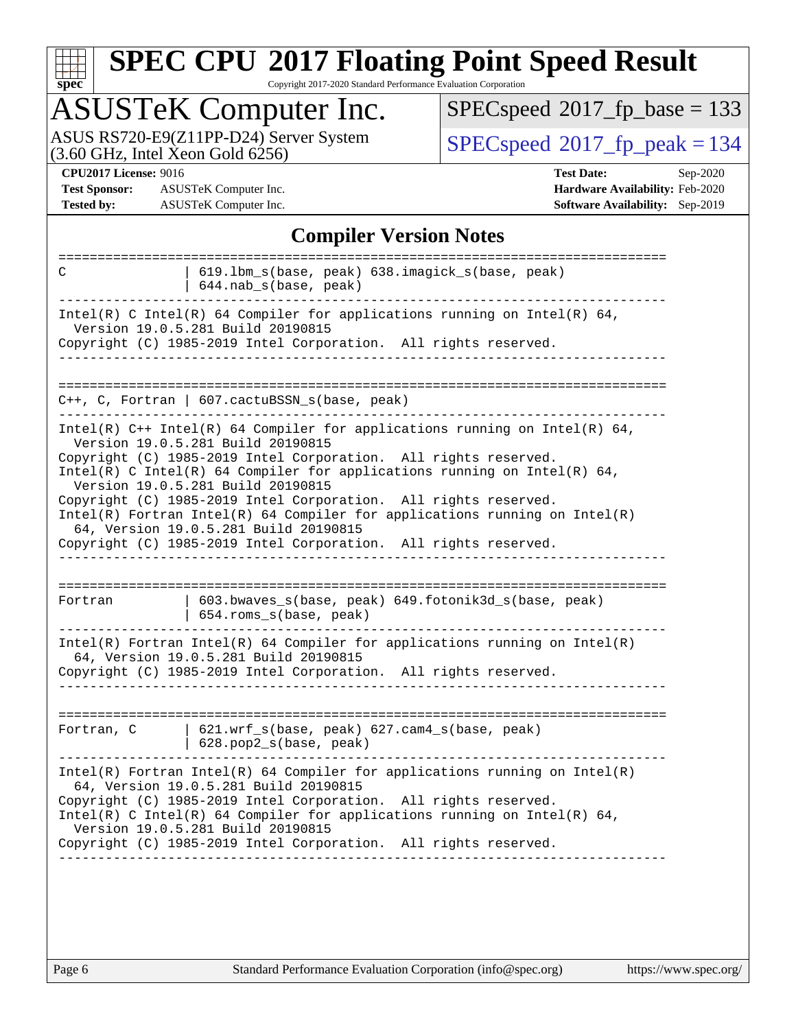## Compiler Version Notes

```
==============================================================================
C                  | 619.lbm_s(base, peak) 638.imagick_s(base, peak)
                   | 644.nab_s(base, peak)
------------------------------------------------------------------------------
Intel(R) C Intel(R) 64 Compiler for applications running on Intel(R) 64,
  Version 19.0.5.281 Build 20190815
Copyright (C) 1985-2019 Intel Corporation.  All rights reserved.
------------------------------------------------------------------------------

==============================================================================
C++, C, Fortran | 607.cactuBSSN_s(base, peak)
------------------------------------------------------------------------------
Intel(R) C++ Intel(R) 64 Compiler for applications running on Intel(R) 64,
  Version 19.0.5.281 Build 20190815
Copyright (C) 1985-2019 Intel Corporation.  All rights reserved.
Intel(R) C Intel(R) 64 Compiler for applications running on Intel(R) 64,
  Version 19.0.5.281 Build 20190815
Copyright (C) 1985-2019 Intel Corporation.  All rights reserved.
Intel(R) Fortran Intel(R) 64 Compiler for applications running on Intel(R)
  64, Version 19.0.5.281 Build 20190815
Copyright (C) 1985-2019 Intel Corporation.  All rights reserved.
------------------------------------------------------------------------------

==============================================================================
Fortran            | 603.bwaves_s(base, peak) 649.fotonik3d_s(base, peak)
                   | 654.roms_s(base, peak)
------------------------------------------------------------------------------
Intel(R) Fortran Intel(R) 64 Compiler for applications running on Intel(R)
  64, Version 19.0.5.281 Build 20190815
Copyright (C) 1985-2019 Intel Corporation.  All rights reserved.
------------------------------------------------------------------------------

==============================================================================
Fortran, C         | 621.wrf_s(base, peak) 627.cam4_s(base, peak)
                   | 628.pop2_s(base, peak)
------------------------------------------------------------------------------
Intel(R) Fortran Intel(R) 64 Compiler for applications running on Intel(R)
  64, Version 19.0.5.281 Build 20190815
Copyright (C) 1985-2019 Intel Corporation.  All rights reserved.
Intel(R) C Intel(R) 64 Compiler for applications running on Intel(R) 64,
  Version 19.0.5.281 Build 20190815
Copyright (C) 1985-2019 Intel Corporation.  All rights reserved.
------------------------------------------------------------------------------
```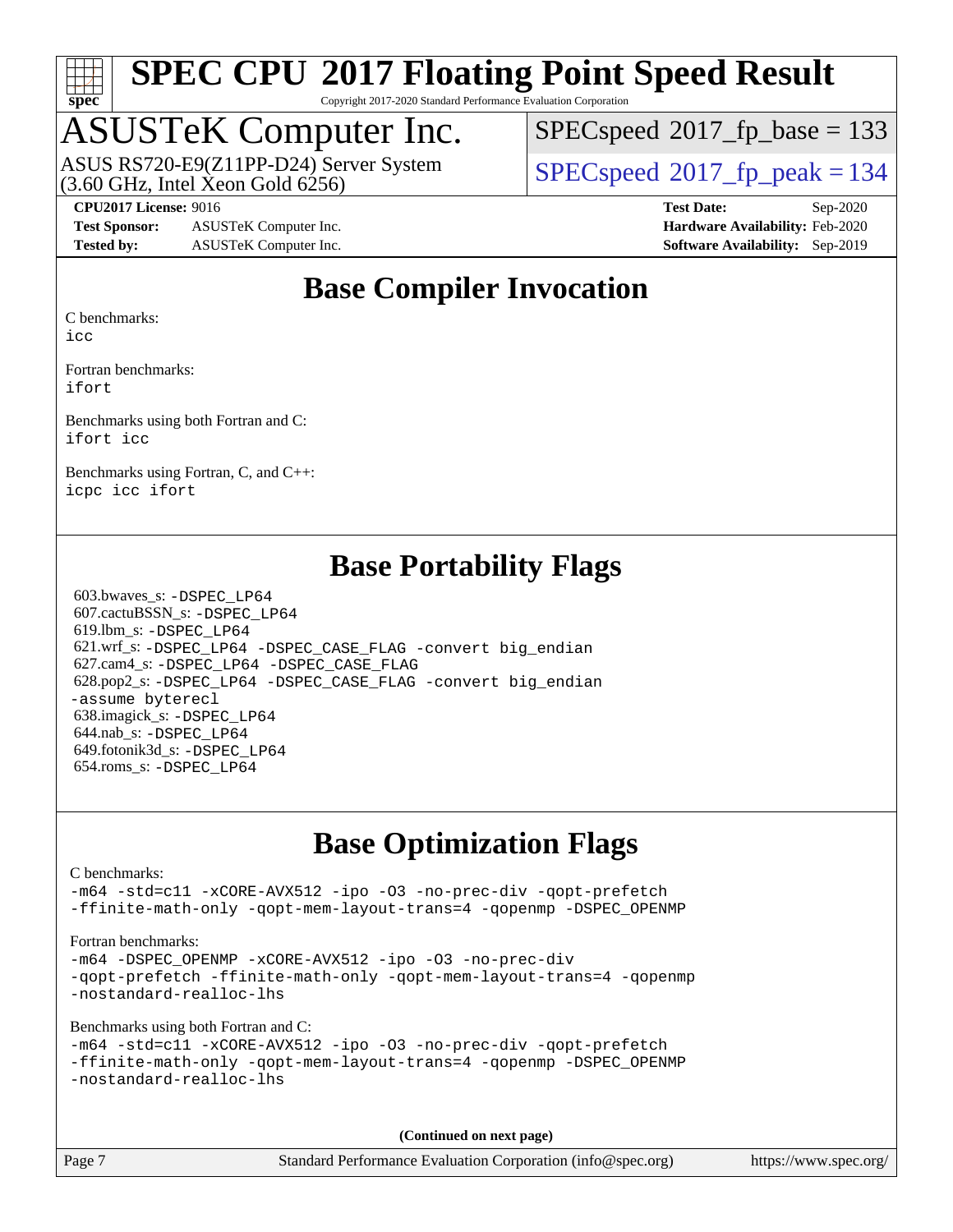# SPEC CPU 2017 Floating Point Speed Result

Copyright 2017-2020 Standard Performance Evaluation Corporation

## ASUSTeK Computer Inc.

ASUS RS720-E9(Z11PP-D24) Server System
(3.60 GHz, Intel Xeon Gold 6256)

SPECspeed 2017_fp_base = 133

SPECspeed 2017_fp_peak = 134

**CPU2017 License:** 9016
**Test Sponsor:** ASUSTeK Computer Inc.
**Tested by:** ASUSTeK Computer Inc.

**Test Date:** Sep-2020
**Hardware Availability:** Feb-2020
**Software Availability:** Sep-2019

## Base Compiler Invocation

C benchmarks:
```
icc
```

Fortran benchmarks:
```
ifort
```

Benchmarks using both Fortran and C:
```
ifort icc
```

Benchmarks using Fortran, C, and C++:
```
icpc icc ifort
```

## Base Portability Flags

603.bwaves_s: `-DSPEC_LP64`
607.cactuBSSN_s: `-DSPEC_LP64`
619.lbm_s: `-DSPEC_LP64`
621.wrf_s: `-DSPEC_LP64 -DSPEC_CASE_FLAG -convert big_endian`
627.cam4_s: `-DSPEC_LP64 -DSPEC_CASE_FLAG`
628.pop2_s: `-DSPEC_LP64 -DSPEC_CASE_FLAG -convert big_endian -assume byterecl`
638.imagick_s: `-DSPEC_LP64`
644.nab_s: `-DSPEC_LP64`
649.fotonik3d_s: `-DSPEC_LP64`
654.roms_s: `-DSPEC_LP64`

## Base Optimization Flags

C benchmarks:
```
-m64 -std=c11 -xCORE-AVX512 -ipo -O3 -no-prec-div -qopt-prefetch
-ffinite-math-only -qopt-mem-layout-trans=4 -qopenmp -DSPEC_OPENMP
```

Fortran benchmarks:
```
-m64 -DSPEC_OPENMP -xCORE-AVX512 -ipo -O3 -no-prec-div
-qopt-prefetch -ffinite-math-only -qopt-mem-layout-trans=4 -qopenmp
-nostandard-realloc-lhs
```

Benchmarks using both Fortran and C:
```
-m64 -std=c11 -xCORE-AVX512 -ipo -O3 -no-prec-div -qopt-prefetch
-ffinite-math-only -qopt-mem-layout-trans=4 -qopenmp -DSPEC_OPENMP
-nostandard-realloc-lhs
```

**(Continued on next page)**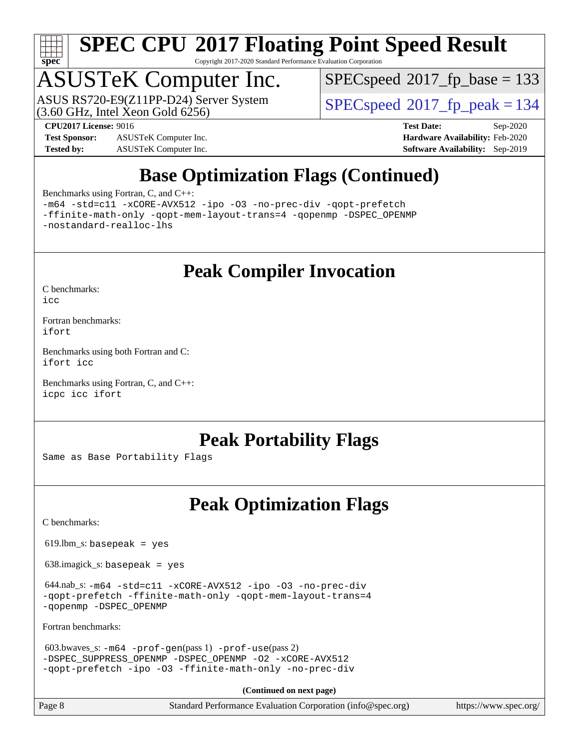# SPEC CPU 2017 Floating Point Speed Result

Copyright 2017-2020 Standard Performance Evaluation Corporation

## ASUSTeK Computer Inc.

ASUS RS720-E9(Z11PP-D24) Server System
(3.60 GHz, Intel Xeon Gold 6256)

SPECspeed 2017_fp_base = 133

SPECspeed 2017_fp_peak = 134

**CPU2017 License:** 9016
**Test Sponsor:** ASUSTeK Computer Inc.
**Tested by:** ASUSTeK Computer Inc.

**Test Date:** Sep-2020
**Hardware Availability:** Feb-2020
**Software Availability:** Sep-2019

## Base Optimization Flags (Continued)

Benchmarks using Fortran, C, and C++:

```
-m64 -std=c11 -xCORE-AVX512 -ipo -O3 -no-prec-div -qopt-prefetch
-ffinite-math-only -qopt-mem-layout-trans=4 -qopenmp -DSPEC_OPENMP
-nostandard-realloc-lhs
```

## Peak Compiler Invocation

C benchmarks:
`icc`

Fortran benchmarks:
`ifort`

Benchmarks using both Fortran and C:
`ifort icc`

Benchmarks using Fortran, C, and C++:
`icpc icc ifort`

## Peak Portability Flags

Same as Base Portability Flags

## Peak Optimization Flags

C benchmarks:

619.lbm_s: `basepeak = yes`

638.imagick_s: `basepeak = yes`

644.nab_s: 
```
-m64 -std=c11 -xCORE-AVX512 -ipo -O3 -no-prec-div
-qopt-prefetch -ffinite-math-only -qopt-mem-layout-trans=4
-qopenmp -DSPEC_OPENMP
```

Fortran benchmarks:

603.bwaves_s: `-m64 -prof-gen`(pass 1) `-prof-use`(pass 2)
```
-DSPEC_SUPPRESS_OPENMP -DSPEC_OPENMP -O2 -xCORE-AVX512
-qopt-prefetch -ipo -O3 -ffinite-math-only -no-prec-div
```

**(Continued on next page)**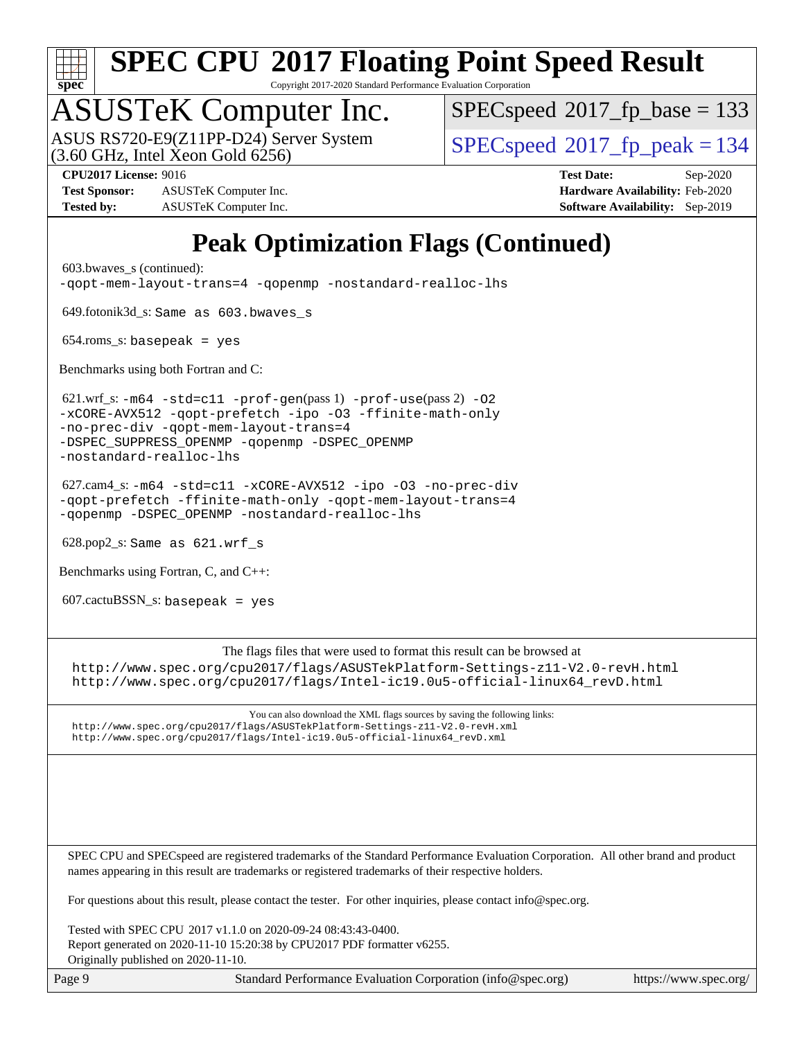# SPEC CPU 2017 Floating Point Speed Result

Copyright 2017-2020 Standard Performance Evaluation Corporation

## ASUSTeK Computer Inc.

ASUS RS720-E9(Z11PP-D24) Server System
(3.60 GHz, Intel Xeon Gold 6256)

SPECspeed 2017_fp_base = 133

SPECspeed 2017_fp_peak = 134

**CPU2017 License:** 9016
**Test Sponsor:** ASUSTeK Computer Inc.
**Tested by:** ASUSTeK Computer Inc.

**Test Date:** Sep-2020
**Hardware Availability:** Feb-2020
**Software Availability:** Sep-2019

# Peak Optimization Flags (Continued)

603.bwaves_s (continued):
-qopt-mem-layout-trans=4 -qopenmp -nostandard-realloc-lhs

649.fotonik3d_s: Same as 603.bwaves_s

654.roms_s: basepeak = yes

Benchmarks using both Fortran and C:

621.wrf_s: -m64 -std=c11 -prof-gen(pass 1) -prof-use(pass 2) -O2
-xCORE-AVX512 -qopt-prefetch -ipo -O3 -ffinite-math-only
-no-prec-div -qopt-mem-layout-trans=4
-DSPEC_SUPPRESS_OPENMP -qopenmp -DSPEC_OPENMP
-nostandard-realloc-lhs

627.cam4_s: -m64 -std=c11 -xCORE-AVX512 -ipo -O3 -no-prec-div
-qopt-prefetch -ffinite-math-only -qopt-mem-layout-trans=4
-qopenmp -DSPEC_OPENMP -nostandard-realloc-lhs

628.pop2_s: Same as 621.wrf_s

Benchmarks using Fortran, C, and C++:

607.cactuBSSN_s: basepeak = yes

The flags files that were used to format this result can be browsed at
http://www.spec.org/cpu2017/flags/ASUSTekPlatform-Settings-z11-V2.0-revH.html
http://www.spec.org/cpu2017/flags/Intel-ic19.0u5-official-linux64_revD.html

You can also download the XML flags sources by saving the following links:
http://www.spec.org/cpu2017/flags/ASUSTekPlatform-Settings-z11-V2.0-revH.xml
http://www.spec.org/cpu2017/flags/Intel-ic19.0u5-official-linux64_revD.xml

SPEC CPU and SPECspeed are registered trademarks of the Standard Performance Evaluation Corporation. All other brand and product names appearing in this result are trademarks or registered trademarks of their respective holders.

For questions about this result, please contact the tester. For other inquiries, please contact info@spec.org.

Tested with SPEC CPU 2017 v1.1.0 on 2020-09-24 08:43:43-0400.
Report generated on 2020-11-10 15:20:38 by CPU2017 PDF formatter v6255.
Originally published on 2020-11-10.